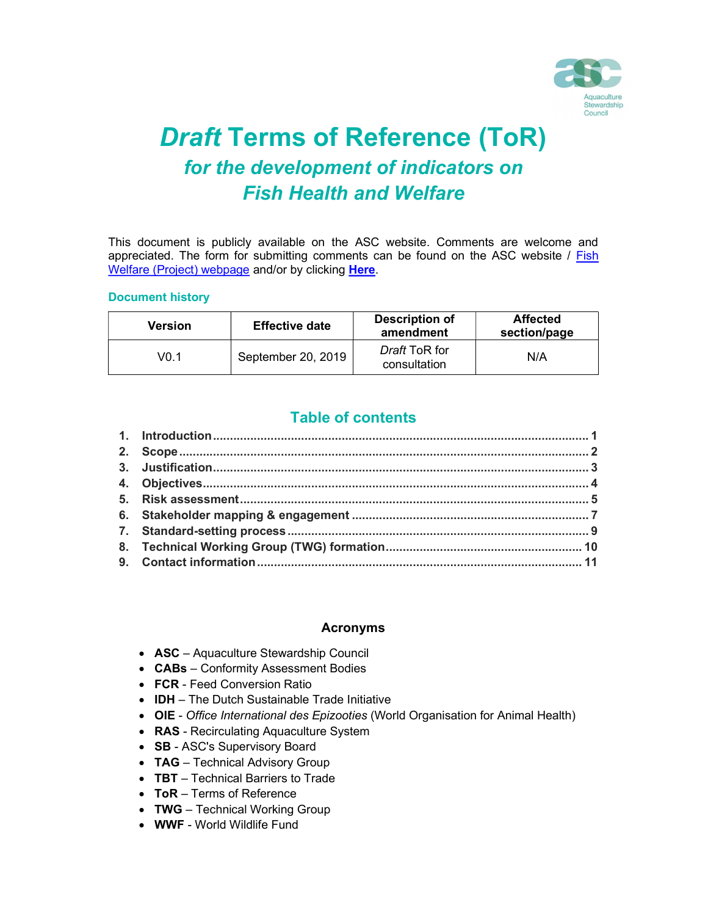# *Draft* Terms of Reference (ToR)

## *for the development of indicators on Fish Health and Welfare*

This document is publicly available on the ASC website. Comments are welcome and appreciated. The form for submitting comments can be found on the ASC website / [Fish Welfare (Project) webpage] and/or by clicking **[Here]**.

### Document history

| Version | Effective date | Description of amendment | Affected section/page |
|---|---|---|---|
| V0.1 | September 20, 2019 | *Draft* ToR for consultation | N/A |

## Table of contents

1. **Introduction** ............ 1
2. **Scope** ............ 2
3. **Justification** ............ 3
4. **Objectives** ............ 4
5. **Risk assessment** ............ 5
6. **Stakeholder mapping & engagement** ............ 7
7. **Standard-setting process** ............ 9
8. **Technical Working Group (TWG) formation** ............ 10
9. **Contact information** ............ 11

### Acronyms

- **ASC** – Aquaculture Stewardship Council
- **CABs** – Conformity Assessment Bodies
- **FCR** - Feed Conversion Ratio
- **IDH** – The Dutch Sustainable Trade Initiative
- **OIE** - *Office International des Epizooties* (World Organisation for Animal Health)
- **RAS** - Recirculating Aquaculture System
- **SB** - ASC's Supervisory Board
- **TAG** – Technical Advisory Group
- **TBT** – Technical Barriers to Trade
- **ToR** – Terms of Reference
- **TWG** – Technical Working Group
- **WWF** - World Wildlife Fund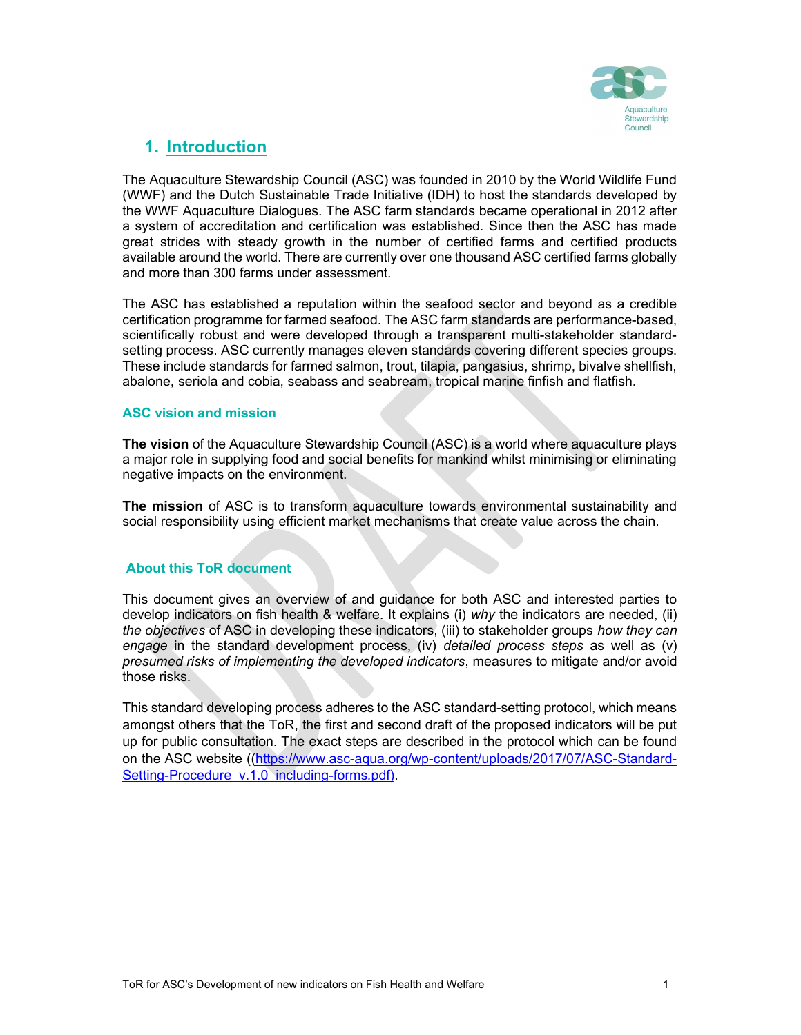## 1. Introduction

The Aquaculture Stewardship Council (ASC) was founded in 2010 by the World Wildlife Fund (WWF) and the Dutch Sustainable Trade Initiative (IDH) to host the standards developed by the WWF Aquaculture Dialogues. The ASC farm standards became operational in 2012 after a system of accreditation and certification was established. Since then the ASC has made great strides with steady growth in the number of certified farms and certified products available around the world. There are currently over one thousand ASC certified farms globally and more than 300 farms under assessment.

The ASC has established a reputation within the seafood sector and beyond as a credible certification programme for farmed seafood. The ASC farm standards are performance-based, scientifically robust and were developed through a transparent multi-stakeholder standard-setting process. ASC currently manages eleven standards covering different species groups. These include standards for farmed salmon, trout, tilapia, pangasius, shrimp, bivalve shellfish, abalone, seriola and cobia, seabass and seabream, tropical marine finfish and flatfish.

### ASC vision and mission

**The vision** of the Aquaculture Stewardship Council (ASC) is a world where aquaculture plays a major role in supplying food and social benefits for mankind whilst minimising or eliminating negative impacts on the environment.

**The mission** of ASC is to transform aquaculture towards environmental sustainability and social responsibility using efficient market mechanisms that create value across the chain.

### About this ToR document

This document gives an overview of and guidance for both ASC and interested parties to develop indicators on fish health & welfare. It explains (i) *why* the indicators are needed, (ii) *the objectives* of ASC in developing these indicators, (iii) to stakeholder groups *how they can engage* in the standard development process, (iv) *detailed process steps* as well as (v) *presumed risks of implementing the developed indicators*, measures to mitigate and/or avoid those risks.

This standard developing process adheres to the ASC standard-setting protocol, which means amongst others that the ToR, the first and second draft of the proposed indicators will be put up for public consultation. The exact steps are described in the protocol which can be found on the ASC website ((https://www.asc-aqua.org/wp-content/uploads/2017/07/ASC-Standard-Setting-Procedure_v.1.0_including-forms.pdf).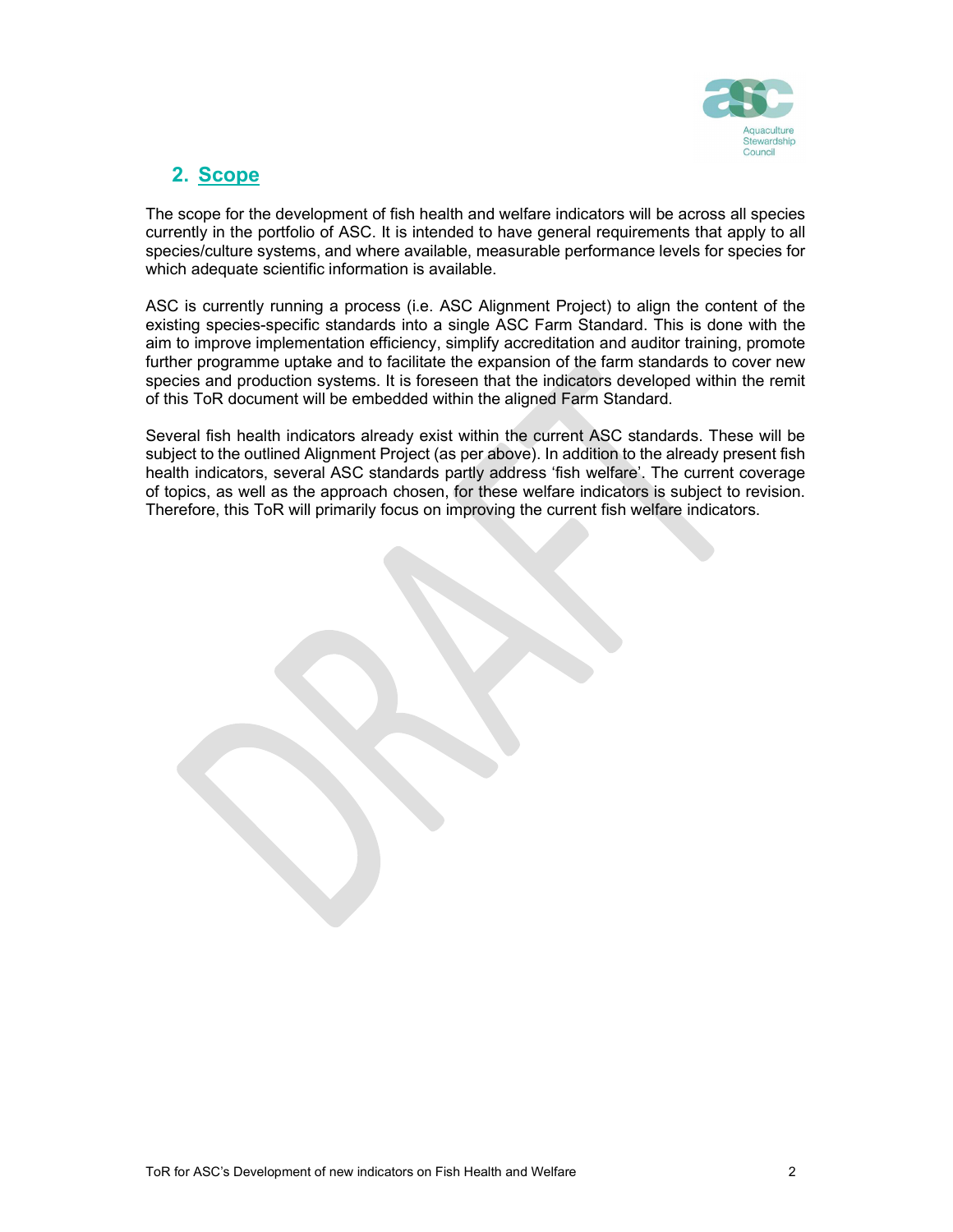## 2. Scope

The scope for the development of fish health and welfare indicators will be across all species currently in the portfolio of ASC. It is intended to have general requirements that apply to all species/culture systems, and where available, measurable performance levels for species for which adequate scientific information is available.

ASC is currently running a process (i.e. ASC Alignment Project) to align the content of the existing species-specific standards into a single ASC Farm Standard. This is done with the aim to improve implementation efficiency, simplify accreditation and auditor training, promote further programme uptake and to facilitate the expansion of the farm standards to cover new species and production systems. It is foreseen that the indicators developed within the remit of this ToR document will be embedded within the aligned Farm Standard.

Several fish health indicators already exist within the current ASC standards. These will be subject to the outlined Alignment Project (as per above). In addition to the already present fish health indicators, several ASC standards partly address 'fish welfare'. The current coverage of topics, as well as the approach chosen, for these welfare indicators is subject to revision. Therefore, this ToR will primarily focus on improving the current fish welfare indicators.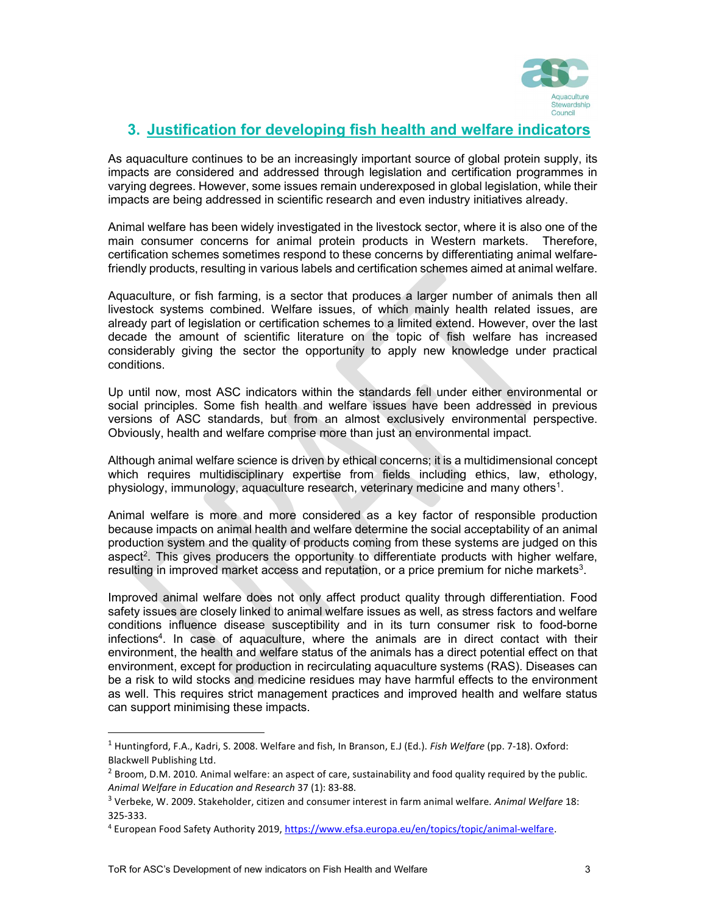## 3. Justification for developing fish health and welfare indicators

As aquaculture continues to be an increasingly important source of global protein supply, its impacts are considered and addressed through legislation and certification programmes in varying degrees. However, some issues remain underexposed in global legislation, while their impacts are being addressed in scientific research and even industry initiatives already.

Animal welfare has been widely investigated in the livestock sector, where it is also one of the main consumer concerns for animal protein products in Western markets. Therefore, certification schemes sometimes respond to these concerns by differentiating animal welfare-friendly products, resulting in various labels and certification schemes aimed at animal welfare.

Aquaculture, or fish farming, is a sector that produces a larger number of animals then all livestock systems combined. Welfare issues, of which mainly health related issues, are already part of legislation or certification schemes to a limited extend. However, over the last decade the amount of scientific literature on the topic of fish welfare has increased considerably giving the sector the opportunity to apply new knowledge under practical conditions.

Up until now, most ASC indicators within the standards fell under either environmental or social principles. Some fish health and welfare issues have been addressed in previous versions of ASC standards, but from an almost exclusively environmental perspective. Obviously, health and welfare comprise more than just an environmental impact.

Although animal welfare science is driven by ethical concerns; it is a multidimensional concept which requires multidisciplinary expertise from fields including ethics, law, ethology, physiology, immunology, aquaculture research, veterinary medicine and many others[1].

Animal welfare is more and more considered as a key factor of responsible production because impacts on animal health and welfare determine the social acceptability of an animal production system and the quality of products coming from these systems are judged on this aspect[2]. This gives producers the opportunity to differentiate products with higher welfare, resulting in improved market access and reputation, or a price premium for niche markets[3].

Improved animal welfare does not only affect product quality through differentiation. Food safety issues are closely linked to animal welfare issues as well, as stress factors and welfare conditions influence disease susceptibility and in its turn consumer risk to food-borne infections[4]. In case of aquaculture, where the animals are in direct contact with their environment, the health and welfare status of the animals has a direct potential effect on that environment, except for production in recirculating aquaculture systems (RAS). Diseases can be a risk to wild stocks and medicine residues may have harmful effects to the environment as well. This requires strict management practices and improved health and welfare status can support minimising these impacts.

---

[1] Huntingford, F.A., Kadri, S. 2008. Welfare and fish, In Branson, E.J (Ed.). *Fish Welfare* (pp. 7-18). Oxford: Blackwell Publishing Ltd.

[2] Broom, D.M. 2010. Animal welfare: an aspect of care, sustainability and food quality required by the public. *Animal Welfare in Education and Research* 37 (1): 83-88.

[3] Verbeke, W. 2009. Stakeholder, citizen and consumer interest in farm animal welfare. *Animal Welfare* 18: 325-333.

[4] European Food Safety Authority 2019, https://www.efsa.europa.eu/en/topics/topic/animal-welfare.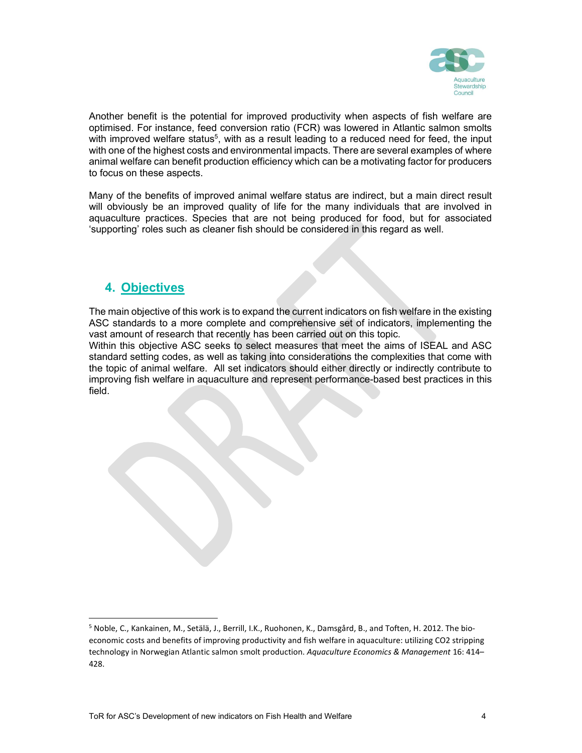Another benefit is the potential for improved productivity when aspects of fish welfare are optimised. For instance, feed conversion ratio (FCR) was lowered in Atlantic salmon smolts with improved welfare status[5], with as a result leading to a reduced need for feed, the input with one of the highest costs and environmental impacts. There are several examples of where animal welfare can benefit production efficiency which can be a motivating factor for producers to focus on these aspects.

Many of the benefits of improved animal welfare status are indirect, but a main direct result will obviously be an improved quality of life for the many individuals that are involved in aquaculture practices. Species that are not being produced for food, but for associated 'supporting' roles such as cleaner fish should be considered in this regard as well.

## 4. Objectives

The main objective of this work is to expand the current indicators on fish welfare in the existing ASC standards to a more complete and comprehensive set of indicators, implementing the vast amount of research that recently has been carried out on this topic.
Within this objective ASC seeks to select measures that meet the aims of ISEAL and ASC standard setting codes, as well as taking into considerations the complexities that come with the topic of animal welfare. All set indicators should either directly or indirectly contribute to improving fish welfare in aquaculture and represent performance-based best practices in this field.

---

[5] Noble, C., Kankainen, M., Setälä, J., Berrill, I.K., Ruohonen, K., Damsgård, B., and Toften, H. 2012. The bio-economic costs and benefits of improving productivity and fish welfare in aquaculture: utilizing CO2 stripping technology in Norwegian Atlantic salmon smolt production. *Aquaculture Economics & Management* 16: 414–428.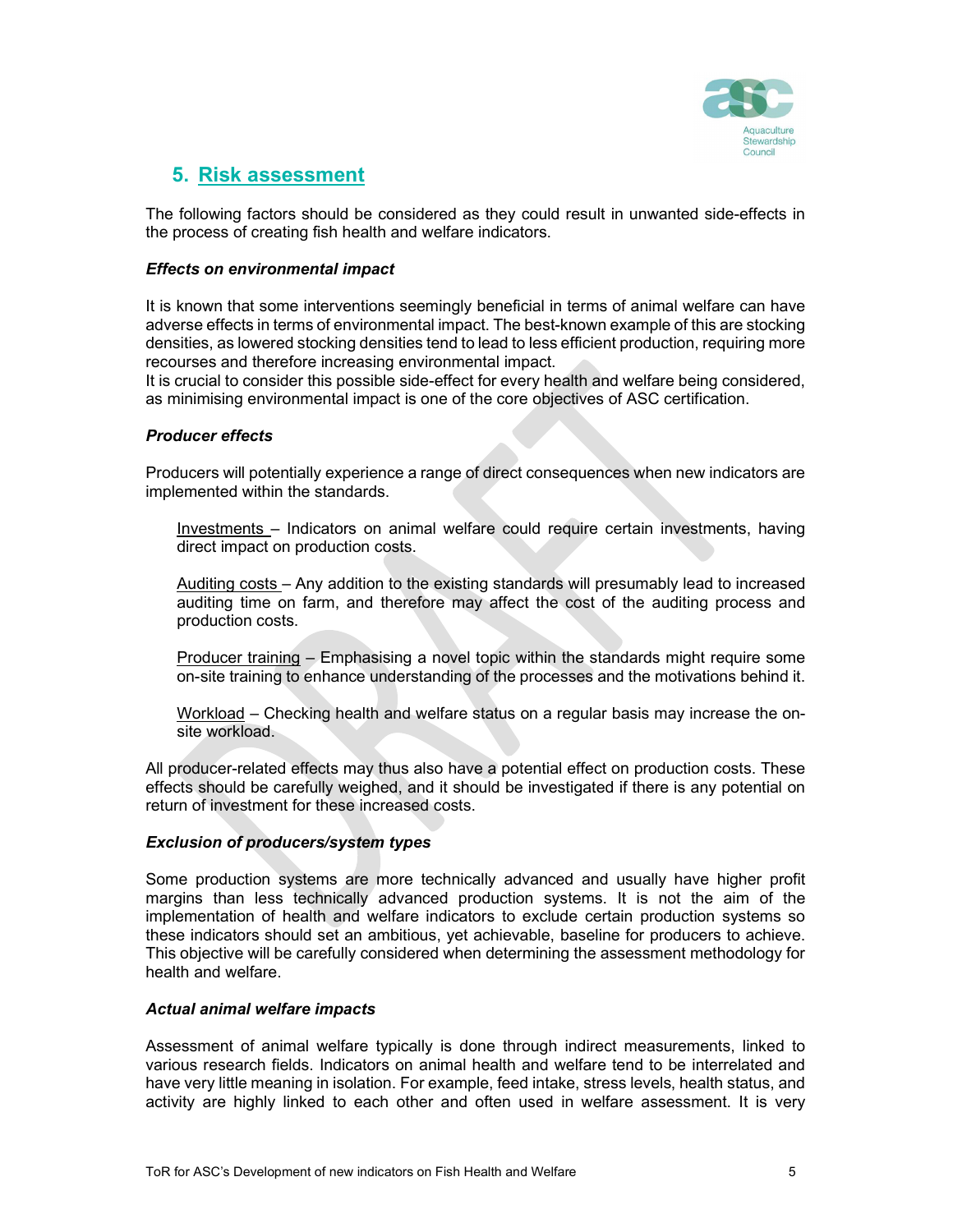## 5. Risk assessment

The following factors should be considered as they could result in unwanted side-effects in the process of creating fish health and welfare indicators.

***Effects on environmental impact***

It is known that some interventions seemingly beneficial in terms of animal welfare can have adverse effects in terms of environmental impact. The best-known example of this are stocking densities, as lowered stocking densities tend to lead to less efficient production, requiring more recourses and therefore increasing environmental impact.
It is crucial to consider this possible side-effect for every health and welfare being considered, as minimising environmental impact is one of the core objectives of ASC certification.

***Producer effects***

Producers will potentially experience a range of direct consequences when new indicators are implemented within the standards.

Investments – Indicators on animal welfare could require certain investments, having direct impact on production costs.

Auditing costs – Any addition to the existing standards will presumably lead to increased auditing time on farm, and therefore may affect the cost of the auditing process and production costs.

Producer training – Emphasising a novel topic within the standards might require some on-site training to enhance understanding of the processes and the motivations behind it.

Workload – Checking health and welfare status on a regular basis may increase the on-site workload.

All producer-related effects may thus also have a potential effect on production costs. These effects should be carefully weighed, and it should be investigated if there is any potential on return of investment for these increased costs.

***Exclusion of producers/system types***

Some production systems are more technically advanced and usually have higher profit margins than less technically advanced production systems. It is not the aim of the implementation of health and welfare indicators to exclude certain production systems so these indicators should set an ambitious, yet achievable, baseline for producers to achieve. This objective will be carefully considered when determining the assessment methodology for health and welfare.

***Actual animal welfare impacts***

Assessment of animal welfare typically is done through indirect measurements, linked to various research fields. Indicators on animal health and welfare tend to be interrelated and have very little meaning in isolation. For example, feed intake, stress levels, health status, and activity are highly linked to each other and often used in welfare assessment. It is very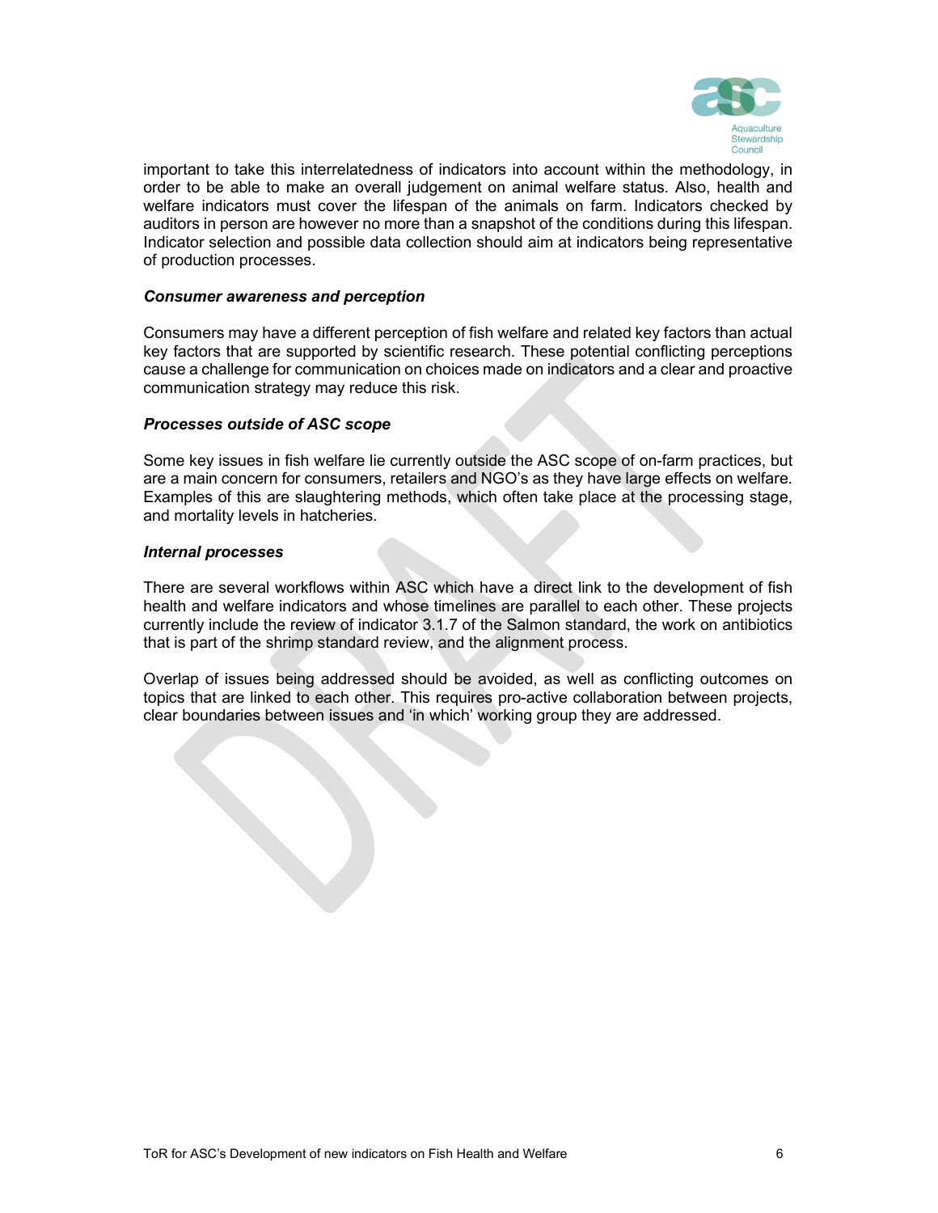important to take this interrelatedness of indicators into account within the methodology, in order to be able to make an overall judgement on animal welfare status. Also, health and welfare indicators must cover the lifespan of the animals on farm. Indicators checked by auditors in person are however no more than a snapshot of the conditions during this lifespan. Indicator selection and possible data collection should aim at indicators being representative of production processes.

***Consumer awareness and perception***

Consumers may have a different perception of fish welfare and related key factors than actual key factors that are supported by scientific research. These potential conflicting perceptions cause a challenge for communication on choices made on indicators and a clear and proactive communication strategy may reduce this risk.

***Processes outside of ASC scope***

Some key issues in fish welfare lie currently outside the ASC scope of on-farm practices, but are a main concern for consumers, retailers and NGO's as they have large effects on welfare. Examples of this are slaughtering methods, which often take place at the processing stage, and mortality levels in hatcheries.

***Internal processes***

There are several workflows within ASC which have a direct link to the development of fish health and welfare indicators and whose timelines are parallel to each other. These projects currently include the review of indicator 3.1.7 of the Salmon standard, the work on antibiotics that is part of the shrimp standard review, and the alignment process.

Overlap of issues being addressed should be avoided, as well as conflicting outcomes on topics that are linked to each other. This requires pro-active collaboration between projects, clear boundaries between issues and 'in which' working group they are addressed.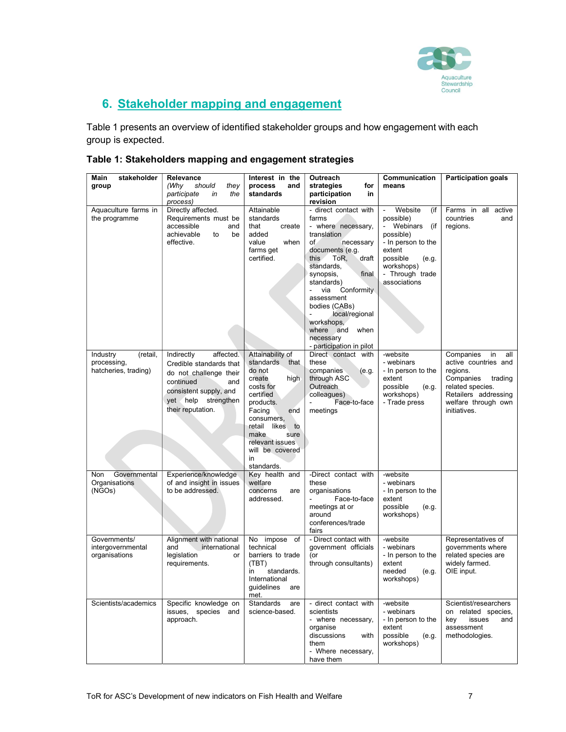## 6. Stakeholder mapping and engagement

Table 1 presents an overview of identified stakeholder groups and how engagement with each group is expected.

**Table 1: Stakeholders mapping and engagement strategies**

| Main stakeholder group | Relevance *(Why should they participate in the process)* | Interest in the process and standards | Outreach strategies for participation in revision | Communication means | Participation goals |
|---|---|---|---|---|---|
| Aquaculture farms in the programme | Directly affected. Requirements must be accessible and achievable to be effective. | Attainable standards that create added value when farms get certified. | - direct contact with farms<br>- where necessary, translation of necessary documents (e.g. this ToR, draft standards, synopsis, final standards)<br>- via Conformity assessment bodies (CABs)<br>- local/regional workshops, where and when necessary<br>- participation in pilot | - Website (if possible)<br>- Webinars (if possible)<br>- In person to the extent possible (e.g. workshops)<br>- Through trade associations | Farms in all active countries and regions. |
| Industry (retail, processing, hatcheries, trading) | Indirectly affected. Credible standards that do not challenge their continued and consistent supply, and yet help strengthen their reputation. | Attainability of standards that do not create high costs for certified products. Facing end consumers, retail likes to make sure relevant issues will be covered in standards. | Direct contact with these companies (e.g. through ASC Outreach colleagues)<br>- Face-to-face meetings | -website<br>- webinars<br>- In person to the extent possible (e.g. workshops)<br>- Trade press | Companies in all active countries and regions.<br>Companies trading related species.<br>Retailers addressing welfare through own initiatives. |
| Non Governmental Organisations (NGOs) | Experience/knowledge of and insight in issues to be addressed. | Key health and welfare concerns are addressed. | -Direct contact with these organisations<br>- Face-to-face meetings at or around conferences/trade fairs | -website<br>- webinars<br>- In person to the extent possible (e.g. workshops) | |
| Governments/ intergovernmental organisations | Alignment with national and international legislation or requirements. | No impose of technical barriers to trade (TBT) in standards. International guidelines are met. | - Direct contact with government officials (or through consultants) | -website<br>- webinars<br>- In person to the extent needed (e.g. workshops) | Representatives of governments where related species are widely farmed.<br>OIE input. |
| Scientists/academics | Specific knowledge on issues, species and approach. | Standards are science-based. | - direct contact with scientists<br>- where necessary, organise discussions with them<br>- Where necessary, have them | -website<br>- webinars<br>- In person to the extent possible (e.g. workshops) | Scientist/researchers on related species, key issues and assessment methodologies. |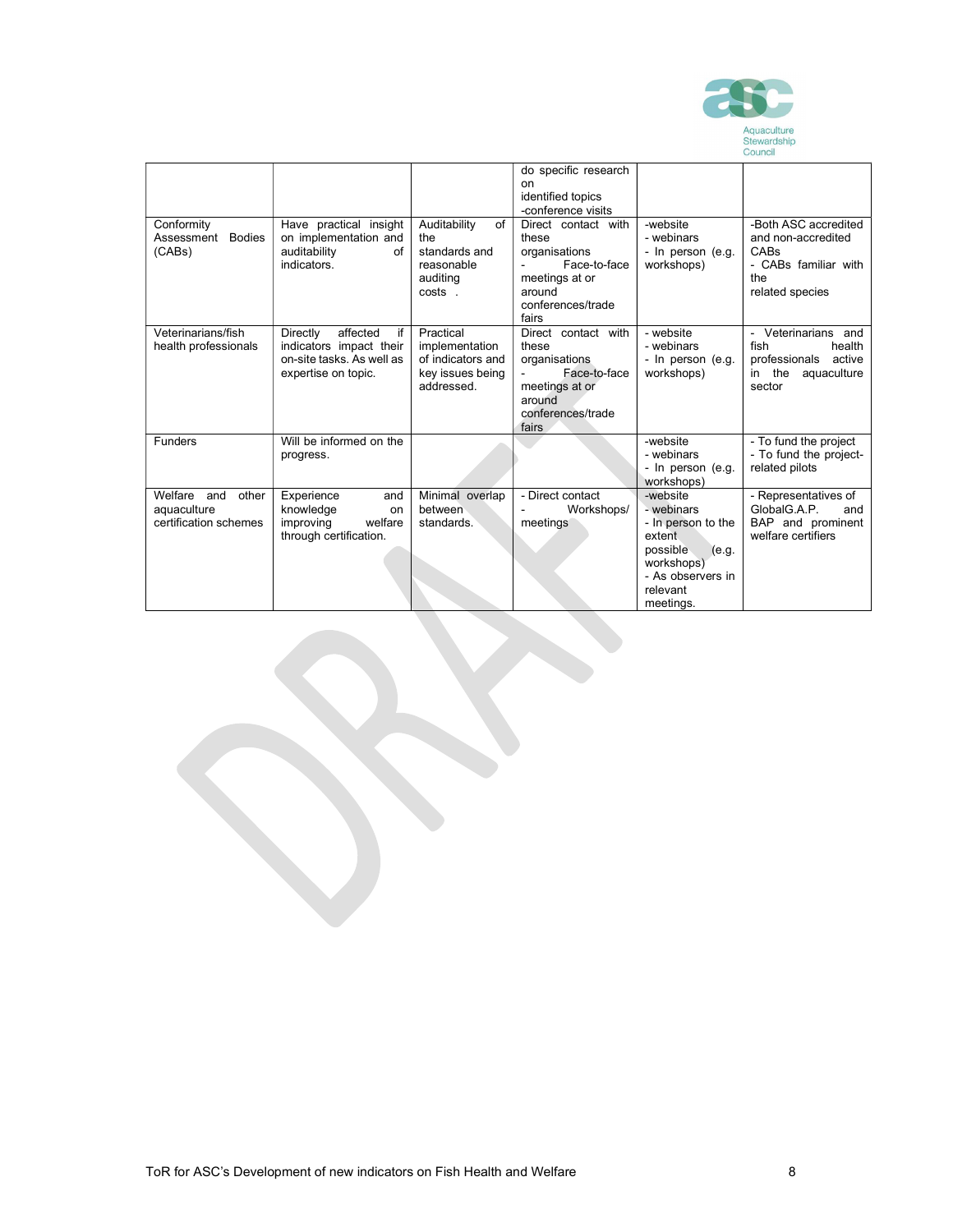|  |  |  | do specific research on identified topics -conference visits |  |  |
|---|---|---|---|---|---|
| Conformity Assessment Bodies (CABs) | Have practical insight on implementation and auditability of indicators. | Auditability of the standards and reasonable auditing costs . | Direct contact with these organisations - Face-to-face meetings at or around conferences/trade fairs | -website - webinars - In person (e.g. workshops) | -Both ASC accredited and non-accredited CABs - CABs familiar with the related species |
| Veterinarians/fish health professionals | Directly affected if indicators impact their on-site tasks. As well as expertise on topic. | Practical implementation of indicators and key issues being addressed. | Direct contact with these organisations - Face-to-face meetings at or around conferences/trade fairs | - website - webinars - In person (e.g. workshops) | - Veterinarians and fish health professionals active in the aquaculture sector |
| Funders | Will be informed on the progress. |  |  | -website - webinars - In person (e.g. workshops) | - To fund the project - To fund the project-related pilots |
| Welfare and other aquaculture certification schemes | Experience and knowledge on improving welfare through certification. | Minimal overlap between standards. | - Direct contact - Workshops/ meetings | -website - webinars - In person to the extent possible (e.g. workshops) - As observers in relevant meetings. | - Representatives of GlobalG.A.P. and BAP and prominent welfare certifiers |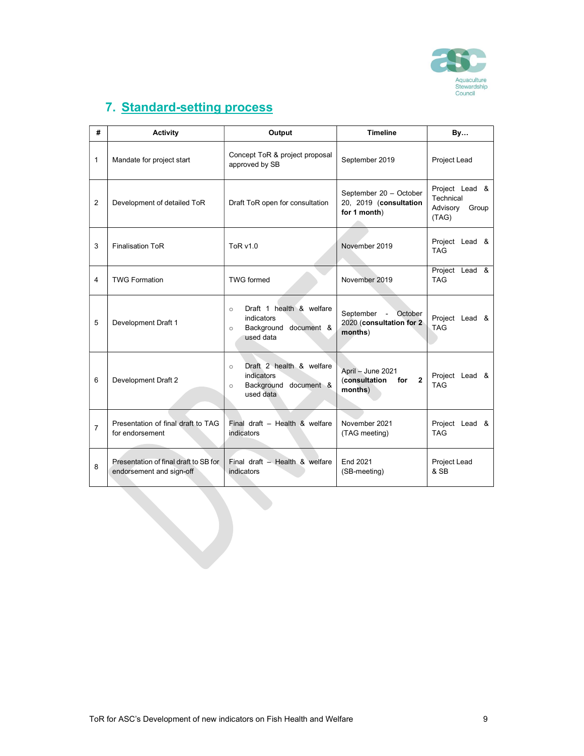## 7. Standard-setting process

| # | Activity | Output | Timeline | By… |
|---|---|---|---|---|
| 1 | Mandate for project start | Concept ToR & project proposal approved by SB | September 2019 | Project Lead |
| 2 | Development of detailed ToR | Draft ToR open for consultation | September 20 – October 20, 2019 (**consultation for 1 month**) | Project Lead & Technical Advisory Group (TAG) |
| 3 | Finalisation ToR | ToR v1.0 | November 2019 | Project Lead & TAG |
| 4 | TWG Formation | TWG formed | November 2019 | Project Lead & TAG |
| 5 | Development Draft 1 | ○ Draft 1 health & welfare indicators<br>○ Background document & used data | September - October 2020 (**consultation for 2 months**) | Project Lead & TAG |
| 6 | Development Draft 2 | ○ Draft 2 health & welfare indicators<br>○ Background document & used data | April – June 2021 (**consultation for 2 months**) | Project Lead & TAG |
| 7 | Presentation of final draft to TAG for endorsement | Final draft – Health & welfare indicators | November 2021 (TAG meeting) | Project Lead & TAG |
| 8 | Presentation of final draft to SB for endorsement and sign-off | Final draft – Health & welfare indicators | End 2021 (SB-meeting) | Project Lead & SB |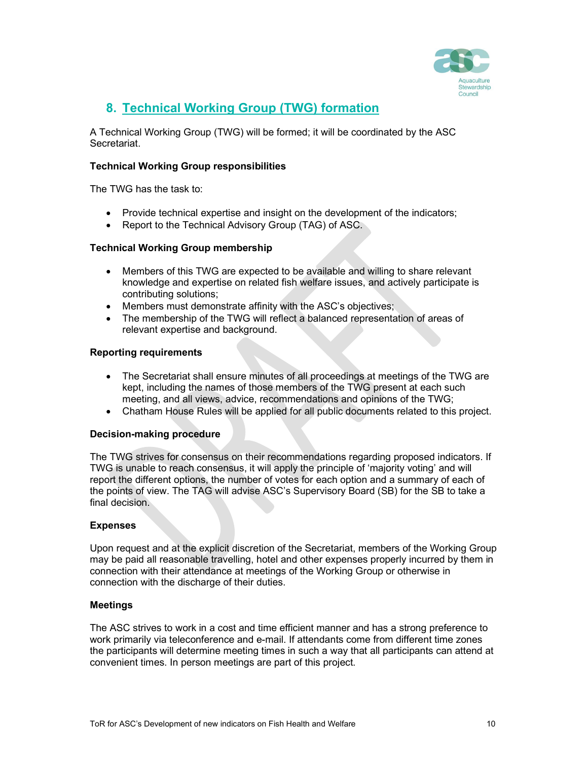## 8. Technical Working Group (TWG) formation

A Technical Working Group (TWG) will be formed; it will be coordinated by the ASC Secretariat.

**Technical Working Group responsibilities**

The TWG has the task to:

- Provide technical expertise and insight on the development of the indicators;
- Report to the Technical Advisory Group (TAG) of ASC.

**Technical Working Group membership**

- Members of this TWG are expected to be available and willing to share relevant knowledge and expertise on related fish welfare issues, and actively participate is contributing solutions;
- Members must demonstrate affinity with the ASC's objectives;
- The membership of the TWG will reflect a balanced representation of areas of relevant expertise and background.

**Reporting requirements**

- The Secretariat shall ensure minutes of all proceedings at meetings of the TWG are kept, including the names of those members of the TWG present at each such meeting, and all views, advice, recommendations and opinions of the TWG;
- Chatham House Rules will be applied for all public documents related to this project.

**Decision-making procedure**

The TWG strives for consensus on their recommendations regarding proposed indicators. If TWG is unable to reach consensus, it will apply the principle of 'majority voting' and will report the different options, the number of votes for each option and a summary of each of the points of view. The TAG will advise ASC's Supervisory Board (SB) for the SB to take a final decision.

**Expenses**

Upon request and at the explicit discretion of the Secretariat, members of the Working Group may be paid all reasonable travelling, hotel and other expenses properly incurred by them in connection with their attendance at meetings of the Working Group or otherwise in connection with the discharge of their duties.

**Meetings**

The ASC strives to work in a cost and time efficient manner and has a strong preference to work primarily via teleconference and e-mail. If attendants come from different time zones the participants will determine meeting times in such a way that all participants can attend at convenient times. In person meetings are part of this project.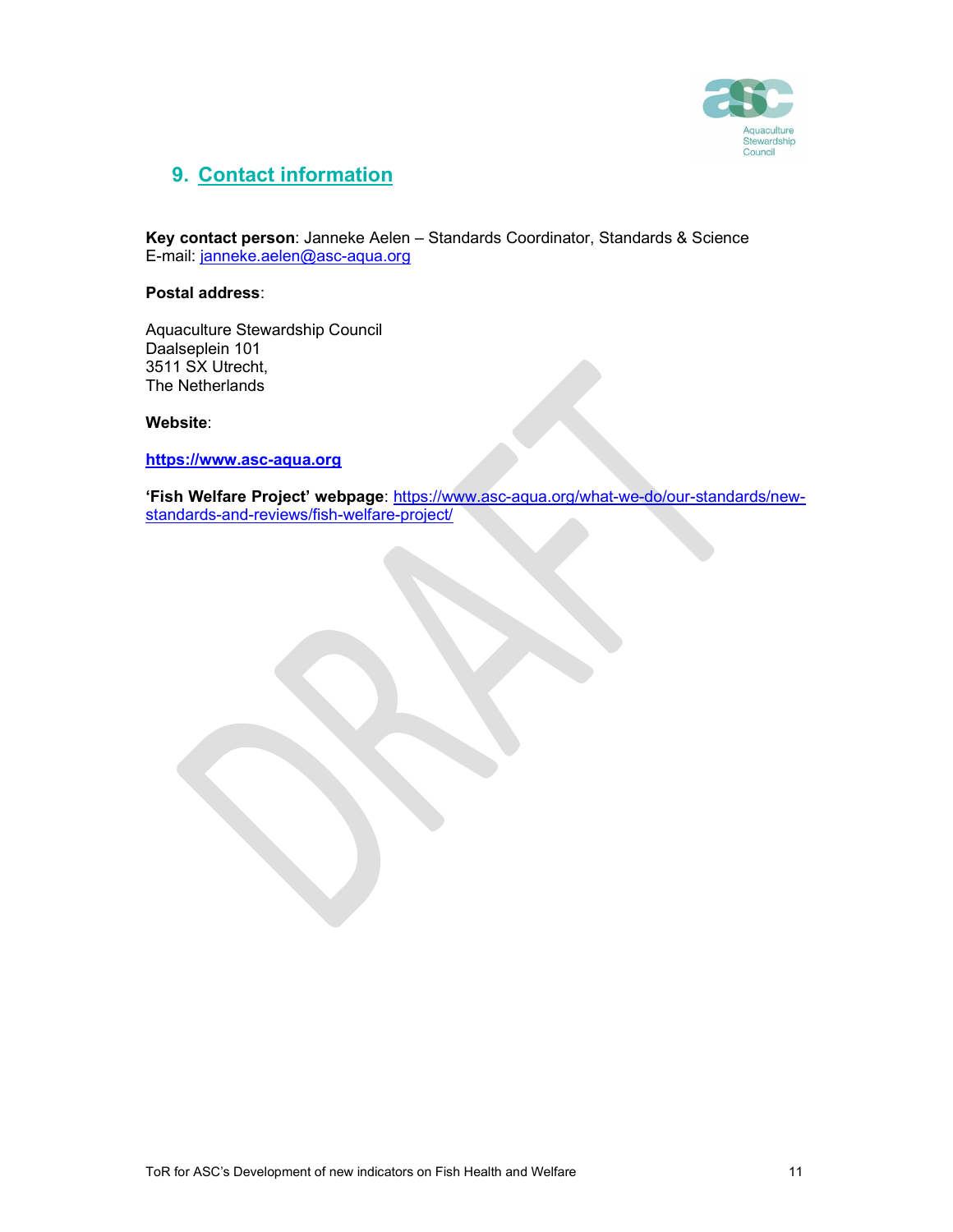## 9. Contact information

**Key contact person**: Janneke Aelen – Standards Coordinator, Standards & Science
E-mail: janneke.aelen@asc-aqua.org

**Postal address**:

Aquaculture Stewardship Council
Daalseplein 101
3511 SX Utrecht,
The Netherlands

**Website**:

**https://www.asc-aqua.org**

**'Fish Welfare Project' webpage**: https://www.asc-aqua.org/what-we-do/our-standards/new-standards-and-reviews/fish-welfare-project/